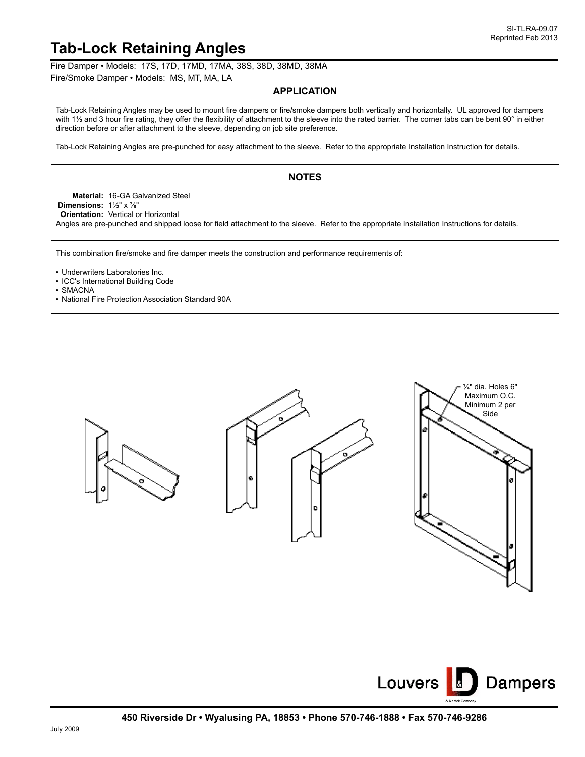SI-TLRA-09.07
Reprinted Feb 2013

# Tab-Lock Retaining Angles

Fire Damper • Models: 17S, 17D, 17MD, 17MA, 38S, 38D, 38MD, 38MA
Fire/Smoke Damper • Models: MS, MT, MA, LA

## APPLICATION

Tab-Lock Retaining Angles may be used to mount fire dampers or fire/smoke dampers both vertically and horizontally. UL approved for dampers with 1½ and 3 hour fire rating, they offer the flexibility of attachment to the sleeve into the rated barrier. The corner tabs can be bent 90° in either direction before or after attachment to the sleeve, depending on job site preference.

Tab-Lock Retaining Angles are pre-punched for easy attachment to the sleeve. Refer to the appropriate Installation Instruction for details.

## NOTES

**Material:** 16-GA Galvanized Steel
**Dimensions:** 1½" x ⅞"
**Orientation:** Vertical or Horizontal
Angles are pre-punched and shipped loose for field attachment to the sleeve. Refer to the appropriate Installation Instructions for details.

This combination fire/smoke and fire damper meets the construction and performance requirements of:

- Underwriters Laboratories Inc.
- ICC's International Building Code
- SMACNA
- National Fire Protection Association Standard 90A

¼" dia. Holes 6" Maximum O.C. Minimum 2 per Side

Louvers & Dampers

450 Riverside Dr • Wyalusing PA, 18853 • Phone 570-746-1888 • Fax 570-746-9286

July 2009